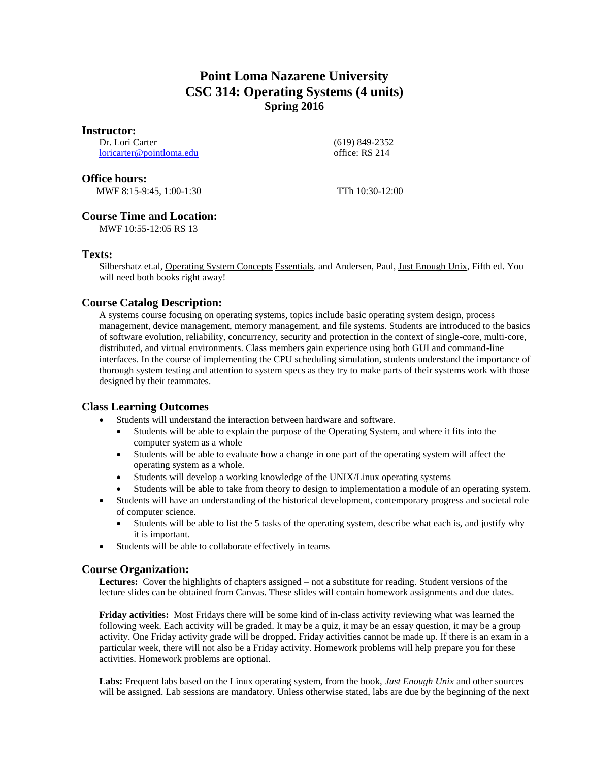# Point Loma Nazarene University
# CSC 314: Operating Systems (4 units)
## Spring 2016

### Instructor:

Dr. Lori Carter
loricarter@pointloma.edu

(619) 849-2352
office: RS 214

### Office hours:

MWF 8:15-9:45, 1:00-1:30

TTh 10:30-12:00

### Course Time and Location:

MWF 10:55-12:05 RS 13

### Texts:

Silbershatz et.al, Operating System Concepts Essentials. and Andersen, Paul, Just Enough Unix, Fifth ed. You will need both books right away!

### Course Catalog Description:

A systems course focusing on operating systems, topics include basic operating system design, process management, device management, memory management, and file systems. Students are introduced to the basics of software evolution, reliability, concurrency, security and protection in the context of single-core, multi-core, distributed, and virtual environments. Class members gain experience using both GUI and command-line interfaces. In the course of implementing the CPU scheduling simulation, students understand the importance of thorough system testing and attention to system specs as they try to make parts of their systems work with those designed by their teammates.

### Class Learning Outcomes

- Students will understand the interaction between hardware and software.
  - Students will be able to explain the purpose of the Operating System, and where it fits into the computer system as a whole
  - Students will be able to evaluate how a change in one part of the operating system will affect the operating system as a whole.
  - Students will develop a working knowledge of the UNIX/Linux operating systems
  - Students will be able to take from theory to design to implementation a module of an operating system.
- Students will have an understanding of the historical development, contemporary progress and societal role of computer science.
  - Students will be able to list the 5 tasks of the operating system, describe what each is, and justify why it is important.
- Students will be able to collaborate effectively in teams

### Course Organization:

**Lectures:** Cover the highlights of chapters assigned – not a substitute for reading. Student versions of the lecture slides can be obtained from Canvas. These slides will contain homework assignments and due dates.

**Friday activities:** Most Fridays there will be some kind of in-class activity reviewing what was learned the following week. Each activity will be graded. It may be a quiz, it may be an essay question, it may be a group activity. One Friday activity grade will be dropped. Friday activities cannot be made up. If there is an exam in a particular week, there will not also be a Friday activity. Homework problems will help prepare you for these activities. Homework problems are optional.

**Labs:** Frequent labs based on the Linux operating system, from the book, *Just Enough Unix* and other sources will be assigned. Lab sessions are mandatory. Unless otherwise stated, labs are due by the beginning of the next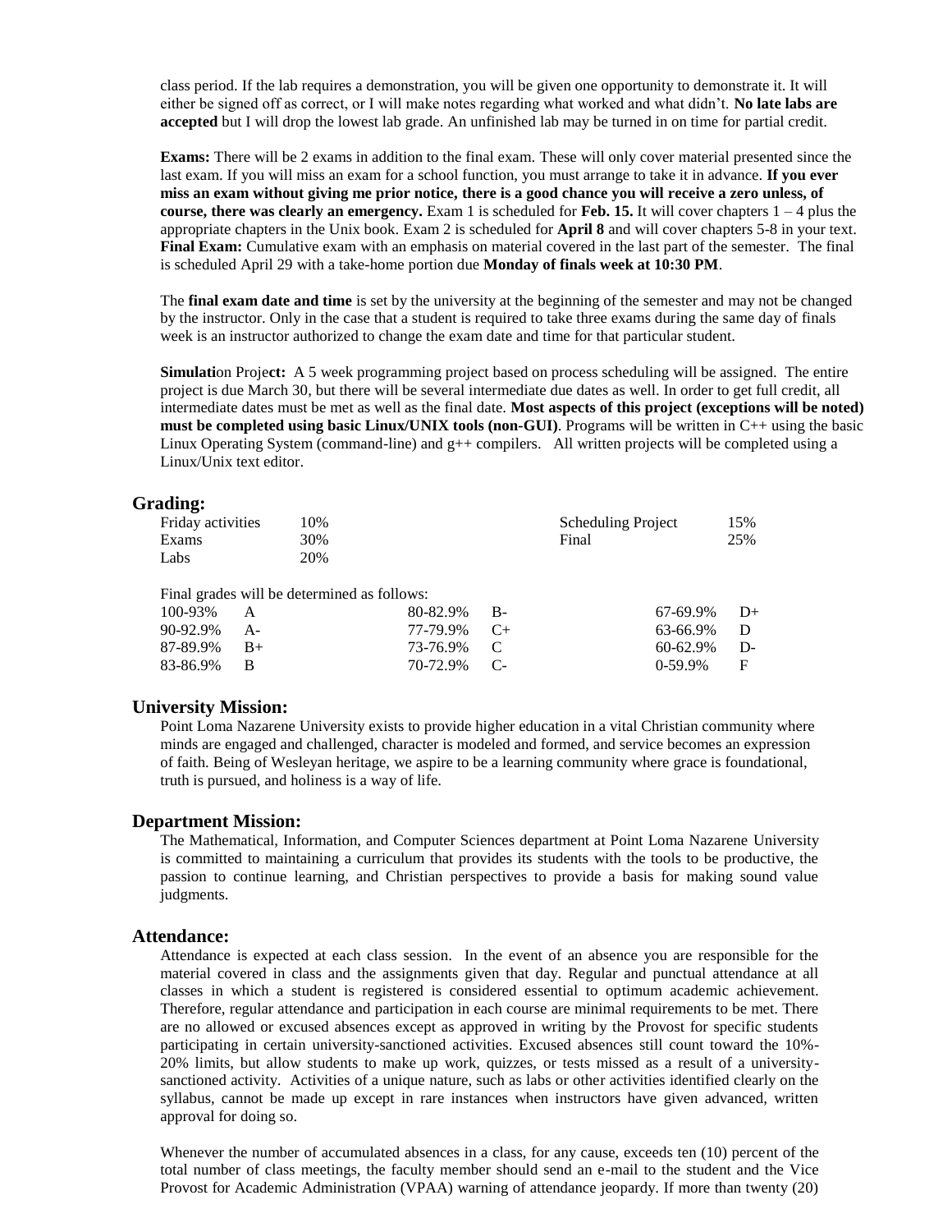class period. If the lab requires a demonstration, you will be given one opportunity to demonstrate it. It will either be signed off as correct, or I will make notes regarding what worked and what didn't. **No late labs are accepted** but I will drop the lowest lab grade. An unfinished lab may be turned in on time for partial credit.

**Exams:** There will be 2 exams in addition to the final exam. These will only cover material presented since the last exam. If you will miss an exam for a school function, you must arrange to take it in advance. **If you ever miss an exam without giving me prior notice, there is a good chance you will receive a zero unless, of course, there was clearly an emergency.** Exam 1 is scheduled for **Feb. 15.** It will cover chapters 1 – 4 plus the appropriate chapters in the Unix book. Exam 2 is scheduled for **April 8** and will cover chapters 5-8 in your text. **Final Exam:** Cumulative exam with an emphasis on material covered in the last part of the semester. The final is scheduled April 29 with a take-home portion due **Monday of finals week at 10:30 PM**.

The **final exam date and time** is set by the university at the beginning of the semester and may not be changed by the instructor. Only in the case that a student is required to take three exams during the same day of finals week is an instructor authorized to change the exam date and time for that particular student.

**Simulation Project:** A 5 week programming project based on process scheduling will be assigned. The entire project is due March 30, but there will be several intermediate due dates as well. In order to get full credit, all intermediate dates must be met as well as the final date. **Most aspects of this project (exceptions will be noted) must be completed using basic Linux/UNIX tools (non-GUI)**. Programs will be written in C++ using the basic Linux Operating System (command-line) and g++ compilers. All written projects will be completed using a Linux/Unix text editor.

## Grading:

| | | | |
|---|---|---|---|
| Friday activities | 10% | Scheduling Project | 15% |
| Exams | 30% | Final | 25% |
| Labs | 20% | | |

Final grades will be determined as follows:

| | | | | | |
|---|---|---|---|---|---|
| 100-93% | A | 80-82.9% | B- | 67-69.9% | D+ |
| 90-92.9% | A- | 77-79.9% | C+ | 63-66.9% | D |
| 87-89.9% | B+ | 73-76.9% | C | 60-62.9% | D- |
| 83-86.9% | B | 70-72.9% | C- | 0-59.9% | F |

## University Mission:

Point Loma Nazarene University exists to provide higher education in a vital Christian community where minds are engaged and challenged, character is modeled and formed, and service becomes an expression of faith. Being of Wesleyan heritage, we aspire to be a learning community where grace is foundational, truth is pursued, and holiness is a way of life.

## Department Mission:

The Mathematical, Information, and Computer Sciences department at Point Loma Nazarene University is committed to maintaining a curriculum that provides its students with the tools to be productive, the passion to continue learning, and Christian perspectives to provide a basis for making sound value judgments.

## Attendance:

Attendance is expected at each class session. In the event of an absence you are responsible for the material covered in class and the assignments given that day. Regular and punctual attendance at all classes in which a student is registered is considered essential to optimum academic achievement. Therefore, regular attendance and participation in each course are minimal requirements to be met. There are no allowed or excused absences except as approved in writing by the Provost for specific students participating in certain university-sanctioned activities. Excused absences still count toward the 10%-20% limits, but allow students to make up work, quizzes, or tests missed as a result of a university-sanctioned activity. Activities of a unique nature, such as labs or other activities identified clearly on the syllabus, cannot be made up except in rare instances when instructors have given advanced, written approval for doing so.

Whenever the number of accumulated absences in a class, for any cause, exceeds ten (10) percent of the total number of class meetings, the faculty member should send an e-mail to the student and the Vice Provost for Academic Administration (VPAA) warning of attendance jeopardy. If more than twenty (20)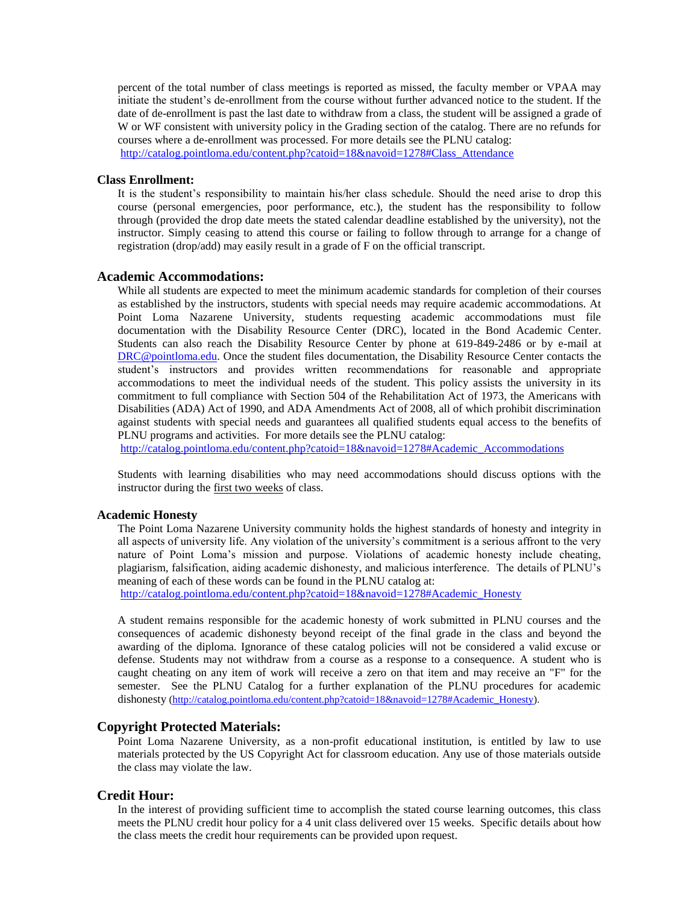percent of the total number of class meetings is reported as missed, the faculty member or VPAA may initiate the student's de-enrollment from the course without further advanced notice to the student. If the date of de-enrollment is past the last date to withdraw from a class, the student will be assigned a grade of W or WF consistent with university policy in the Grading section of the catalog. There are no refunds for courses where a de-enrollment was processed. For more details see the PLNU catalog: http://catalog.pointloma.edu/content.php?catoid=18&navoid=1278#Class_Attendance

### Class Enrollment:

It is the student's responsibility to maintain his/her class schedule. Should the need arise to drop this course (personal emergencies, poor performance, etc.), the student has the responsibility to follow through (provided the drop date meets the stated calendar deadline established by the university), not the instructor. Simply ceasing to attend this course or failing to follow through to arrange for a change of registration (drop/add) may easily result in a grade of F on the official transcript.

## Academic Accommodations:

While all students are expected to meet the minimum academic standards for completion of their courses as established by the instructors, students with special needs may require academic accommodations. At Point Loma Nazarene University, students requesting academic accommodations must file documentation with the Disability Resource Center (DRC), located in the Bond Academic Center. Students can also reach the Disability Resource Center by phone at 619-849-2486 or by e-mail at DRC@pointloma.edu. Once the student files documentation, the Disability Resource Center contacts the student's instructors and provides written recommendations for reasonable and appropriate accommodations to meet the individual needs of the student. This policy assists the university in its commitment to full compliance with Section 504 of the Rehabilitation Act of 1973, the Americans with Disabilities (ADA) Act of 1990, and ADA Amendments Act of 2008, all of which prohibit discrimination against students with special needs and guarantees all qualified students equal access to the benefits of PLNU programs and activities. For more details see the PLNU catalog: http://catalog.pointloma.edu/content.php?catoid=18&navoid=1278#Academic_Accommodations

Students with learning disabilities who may need accommodations should discuss options with the instructor during the first two weeks of class.

### Academic Honesty

The Point Loma Nazarene University community holds the highest standards of honesty and integrity in all aspects of university life. Any violation of the university's commitment is a serious affront to the very nature of Point Loma's mission and purpose. Violations of academic honesty include cheating, plagiarism, falsification, aiding academic dishonesty, and malicious interference. The details of PLNU's meaning of each of these words can be found in the PLNU catalog at: http://catalog.pointloma.edu/content.php?catoid=18&navoid=1278#Academic_Honesty

A student remains responsible for the academic honesty of work submitted in PLNU courses and the consequences of academic dishonesty beyond receipt of the final grade in the class and beyond the awarding of the diploma. Ignorance of these catalog policies will not be considered a valid excuse or defense. Students may not withdraw from a course as a response to a consequence. A student who is caught cheating on any item of work will receive a zero on that item and may receive an "F" for the semester. See the PLNU Catalog for a further explanation of the PLNU procedures for academic dishonesty (http://catalog.pointloma.edu/content.php?catoid=18&navoid=1278#Academic_Honesty).

## Copyright Protected Materials:

Point Loma Nazarene University, as a non-profit educational institution, is entitled by law to use materials protected by the US Copyright Act for classroom education. Any use of those materials outside the class may violate the law.

## Credit Hour:

In the interest of providing sufficient time to accomplish the stated course learning outcomes, this class meets the PLNU credit hour policy for a 4 unit class delivered over 15 weeks. Specific details about how the class meets the credit hour requirements can be provided upon request.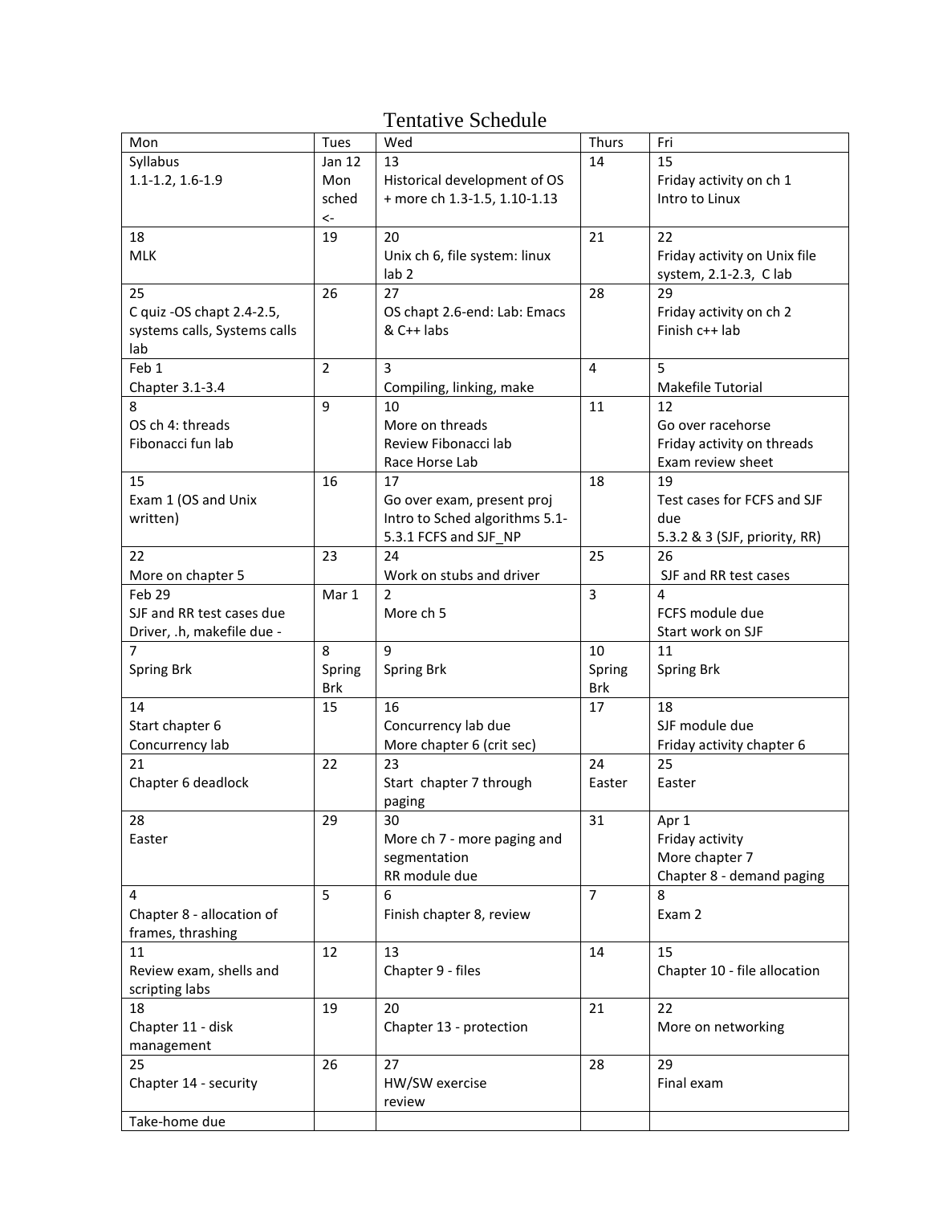# Tentative Schedule

| Mon | Tues | Wed | Thurs | Fri |
|---|---|---|---|---|
| Syllabus<br>1.1-1.2, 1.6-1.9 | Jan 12<br>Mon sched<br><- | 13<br>Historical development of OS + more ch 1.3-1.5, 1.10-1.13 | 14 | 15<br>Friday activity on ch 1<br>Intro to Linux |
| 18<br>MLK | 19 | 20<br>Unix ch 6, file system: linux lab 2 | 21 | 22<br>Friday activity on Unix file system, 2.1-2.3, C lab |
| 25<br>C quiz -OS chapt 2.4-2.5, systems calls, Systems calls lab | 26 | 27<br>OS chapt 2.6-end: Lab: Emacs & C++ labs | 28 | 29<br>Friday activity on ch 2<br>Finish c++ lab |
| Feb 1<br>Chapter 3.1-3.4 | 2 | 3<br>Compiling, linking, make | 4 | 5<br>Makefile Tutorial |
| 8<br>OS ch 4: threads<br>Fibonacci fun lab | 9 | 10<br>More on threads<br>Review Fibonacci lab<br>Race Horse Lab | 11 | 12<br>Go over racehorse<br>Friday activity on threads<br>Exam review sheet |
| 15<br>Exam 1 (OS and Unix written) | 16 | 17<br>Go over exam, present proj<br>Intro to Sched algorithms 5.1-5.3.1 FCFS and SJF_NP | 18 | 19<br>Test cases for FCFS and SJF due<br>5.3.2 & 3 (SJF, priority, RR) |
| 22<br>More on chapter 5 | 23 | 24<br>Work on stubs and driver | 25 | 26<br>SJF and RR test cases |
| Feb 29<br>SJF and RR test cases due<br>Driver, .h, makefile due - | Mar 1 | 2<br>More ch 5 | 3 | 4<br>FCFS module due<br>Start work on SJF |
| 7<br>Spring Brk | 8<br>Spring Brk | 9<br>Spring Brk | 10<br>Spring Brk | 11<br>Spring Brk |
| 14<br>Start chapter 6<br>Concurrency lab | 15 | 16<br>Concurrency lab due<br>More chapter 6 (crit sec) | 17 | 18<br>SJF module due<br>Friday activity chapter 6 |
| 21<br>Chapter 6 deadlock | 22 | 23<br>Start chapter 7 through paging | 24<br>Easter | 25<br>Easter |
| 28<br>Easter | 29 | 30<br>More ch 7 - more paging and segmentation<br>RR module due | 31 | Apr 1<br>Friday activity<br>More chapter 7<br>Chapter 8 - demand paging |
| 4<br>Chapter 8 - allocation of frames, thrashing | 5 | 6<br>Finish chapter 8, review | 7 | 8<br>Exam 2 |
| 11<br>Review exam, shells and scripting labs | 12 | 13<br>Chapter 9 - files | 14 | 15<br>Chapter 10 - file allocation |
| 18<br>Chapter 11 - disk management | 19 | 20<br>Chapter 13 - protection | 21 | 22<br>More on networking |
| 25<br>Chapter 14 - security | 26 | 27<br>HW/SW exercise<br>review | 28 | 29<br>Final exam |
| Take-home due | | | | |